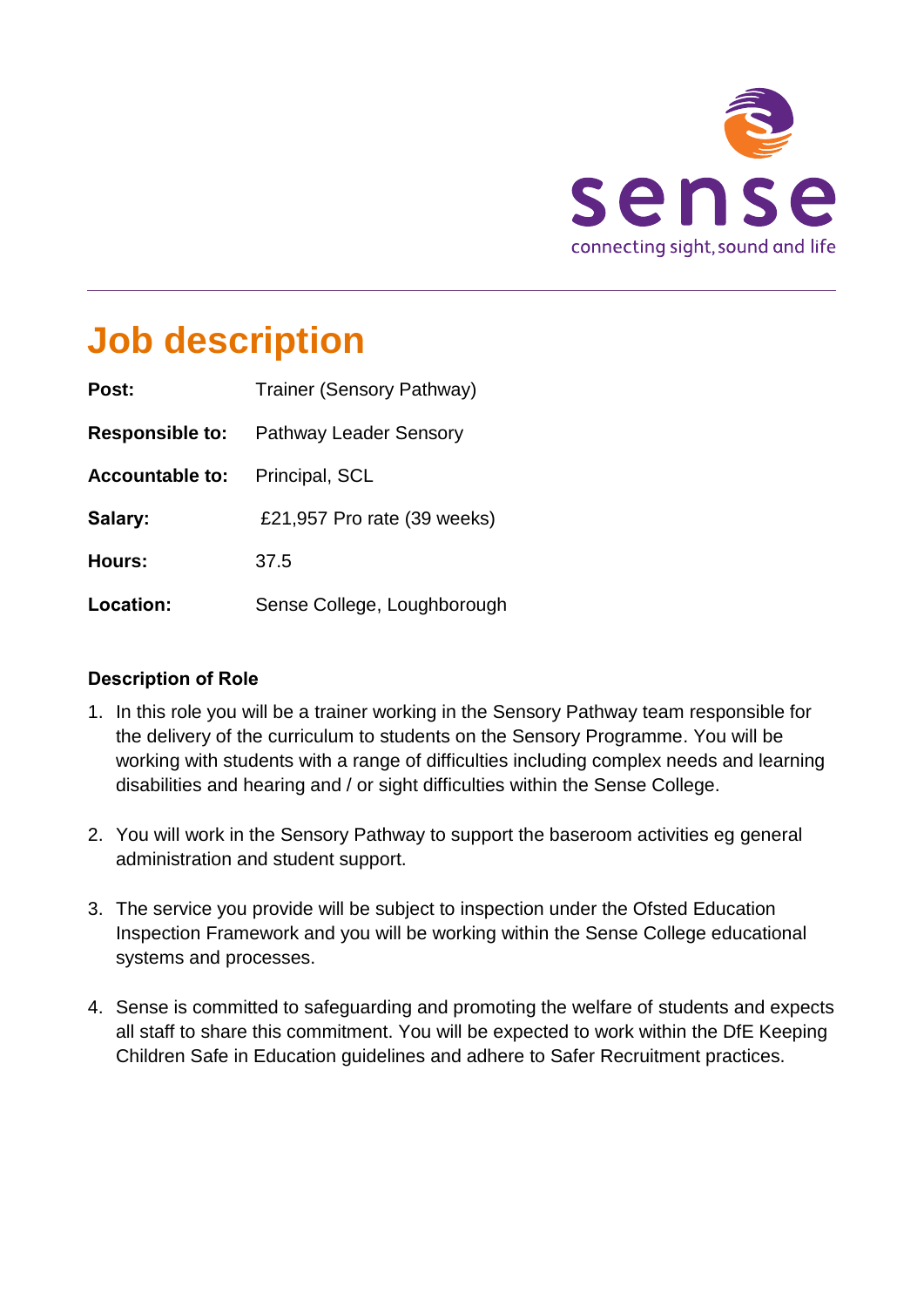sense

connecting sight, sound and life

---

# Job description

| | |
|---|---|
| **Post:** | Trainer (Sensory Pathway) |
| **Responsible to:** | Pathway Leader Sensory |
| **Accountable to:** | Principal, SCL |
| **Salary:** | £21,957 Pro rate (39 weeks) |
| **Hours:** | 37.5 |
| **Location:** | Sense College, Loughborough |

**Description of Role**

1. In this role you will be a trainer working in the Sensory Pathway team responsible for the delivery of the curriculum to students on the Sensory Programme. You will be working with students with a range of difficulties including complex needs and learning disabilities and hearing and / or sight difficulties within the Sense College.

2. You will work in the Sensory Pathway to support the baseroom activities eg general administration and student support.

3. The service you provide will be subject to inspection under the Ofsted Education Inspection Framework and you will be working within the Sense College educational systems and processes.

4. Sense is committed to safeguarding and promoting the welfare of students and expects all staff to share this commitment. You will be expected to work within the DfE Keeping Children Safe in Education guidelines and adhere to Safer Recruitment practices.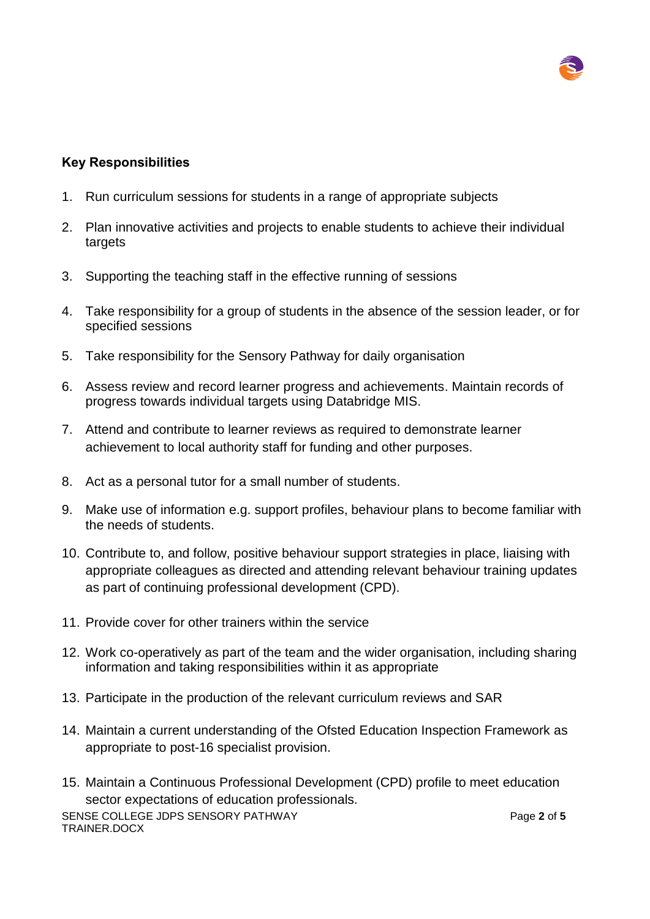**Key Responsibilities**

1. Run curriculum sessions for students in a range of appropriate subjects
2. Plan innovative activities and projects to enable students to achieve their individual targets
3. Supporting the teaching staff in the effective running of sessions
4. Take responsibility for a group of students in the absence of the session leader, or for specified sessions
5. Take responsibility for the Sensory Pathway for daily organisation
6. Assess review and record learner progress and achievements. Maintain records of progress towards individual targets using Databridge MIS.
7. Attend and contribute to learner reviews as required to demonstrate learner achievement to local authority staff for funding and other purposes.
8. Act as a personal tutor for a small number of students.
9. Make use of information e.g. support profiles, behaviour plans to become familiar with the needs of students.
10. Contribute to, and follow, positive behaviour support strategies in place, liaising with appropriate colleagues as directed and attending relevant behaviour training updates as part of continuing professional development (CPD).
11. Provide cover for other trainers within the service
12. Work co-operatively as part of the team and the wider organisation, including sharing information and taking responsibilities within it as appropriate
13. Participate in the production of the relevant curriculum reviews and SAR
14. Maintain a current understanding of the Ofsted Education Inspection Framework as appropriate to post-16 specialist provision.
15. Maintain a Continuous Professional Development (CPD) profile to meet education sector expectations of education professionals.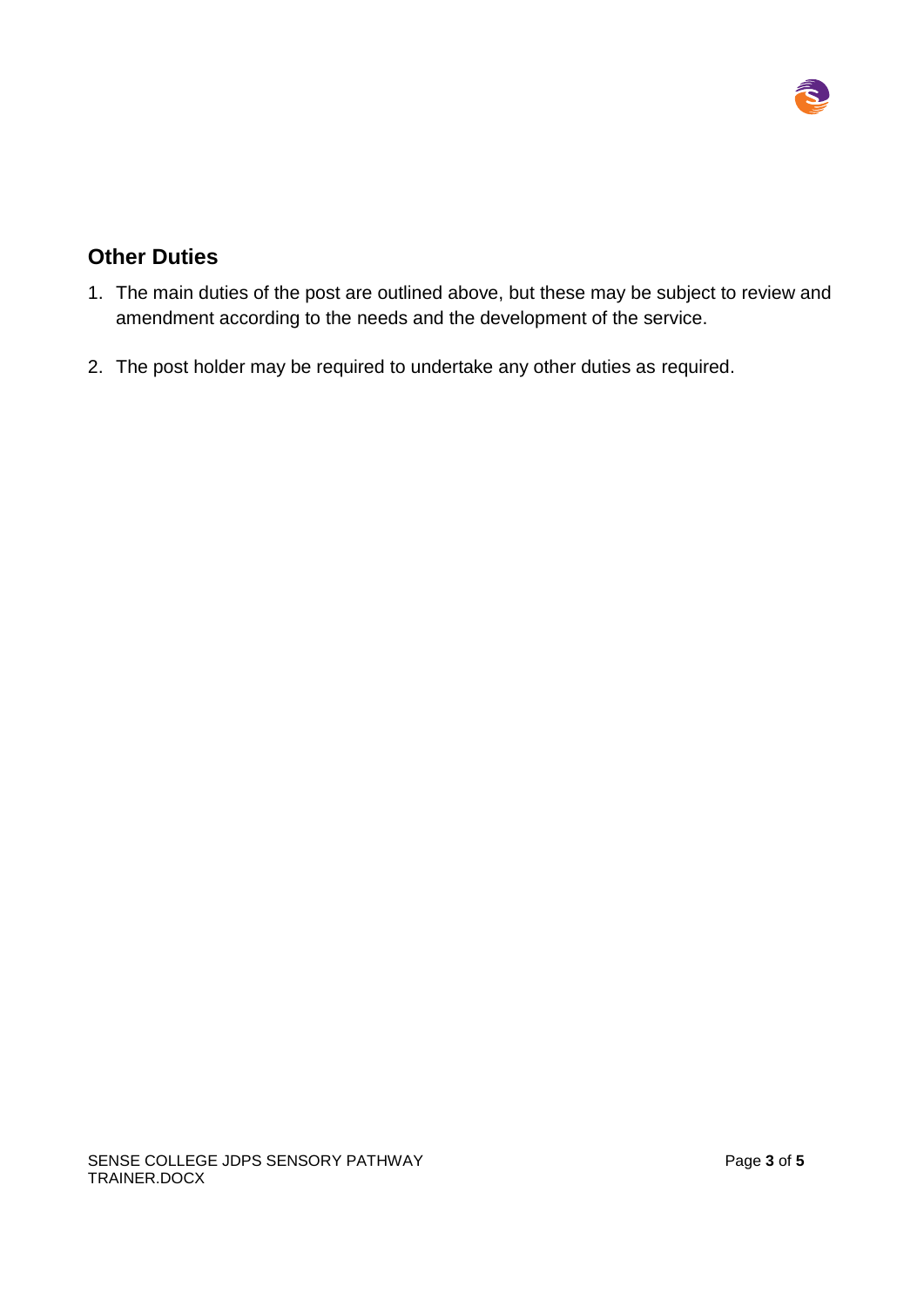## Other Duties

1. The main duties of the post are outlined above, but these may be subject to review and amendment according to the needs and the development of the service.

2. The post holder may be required to undertake any other duties as required.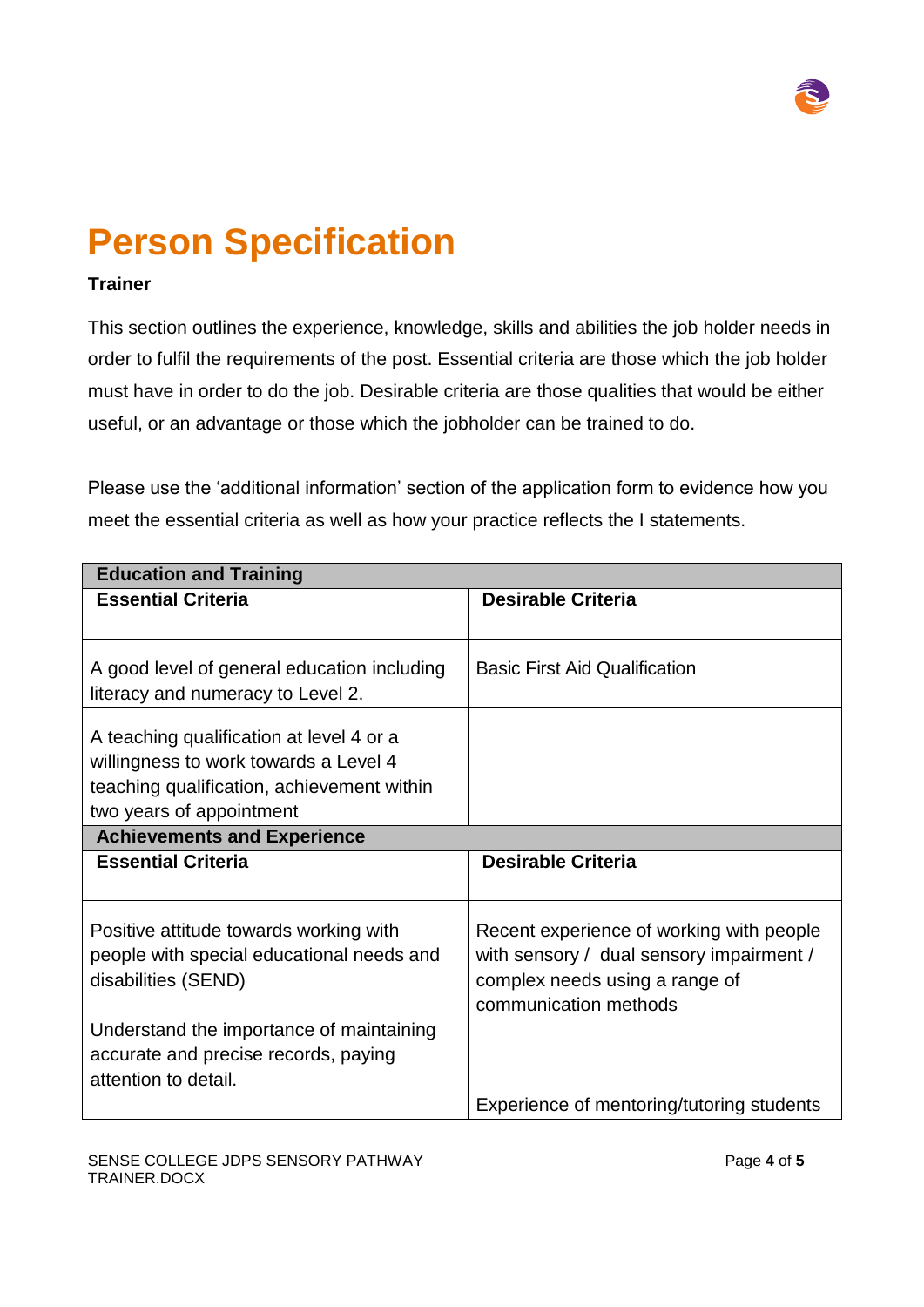# Person Specification

**Trainer**

This section outlines the experience, knowledge, skills and abilities the job holder needs in order to fulfil the requirements of the post. Essential criteria are those which the job holder must have in order to do the job. Desirable criteria are those qualities that would be either useful, or an advantage or those which the jobholder can be trained to do.

Please use the 'additional information' section of the application form to evidence how you meet the essential criteria as well as how your practice reflects the I statements.

| **Education and Training** | |
|---|---|
| **Essential Criteria** | **Desirable Criteria** |
| A good level of general education including literacy and numeracy to Level 2. | Basic First Aid Qualification |
| A teaching qualification at level 4 or a willingness to work towards a Level 4 teaching qualification, achievement within two years of appointment | |
| **Achievements and Experience** | |
| **Essential Criteria** | **Desirable Criteria** |
| Positive attitude towards working with people with special educational needs and disabilities (SEND) | Recent experience of working with people with sensory / dual sensory impairment / complex needs using a range of communication methods |
| Understand the importance of maintaining accurate and precise records, paying attention to detail. | |
| | Experience of mentoring/tutoring students |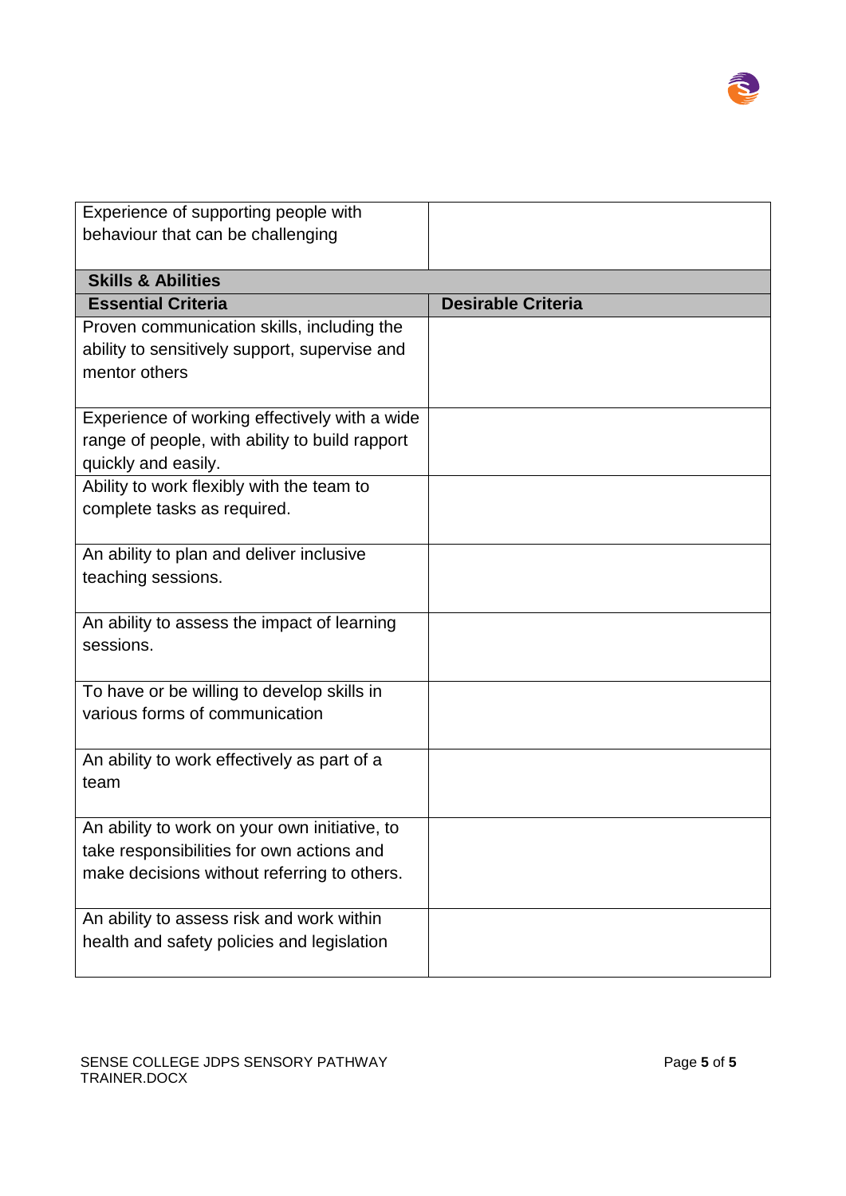| | |
|---|---|
| Experience of supporting people with behaviour that can be challenging | |
| **Skills & Abilities** | |
| **Essential Criteria** | **Desirable Criteria** |
| Proven communication skills, including the ability to sensitively support, supervise and mentor others | |
| Experience of working effectively with a wide range of people, with ability to build rapport quickly and easily. | |
| Ability to work flexibly with the team to complete tasks as required. | |
| An ability to plan and deliver inclusive teaching sessions. | |
| An ability to assess the impact of learning sessions. | |
| To have or be willing to develop skills in various forms of communication | |
| An ability to work effectively as part of a team | |
| An ability to work on your own initiative, to take responsibilities for own actions and make decisions without referring to others. | |
| An ability to assess risk and work within health and safety policies and legislation | |